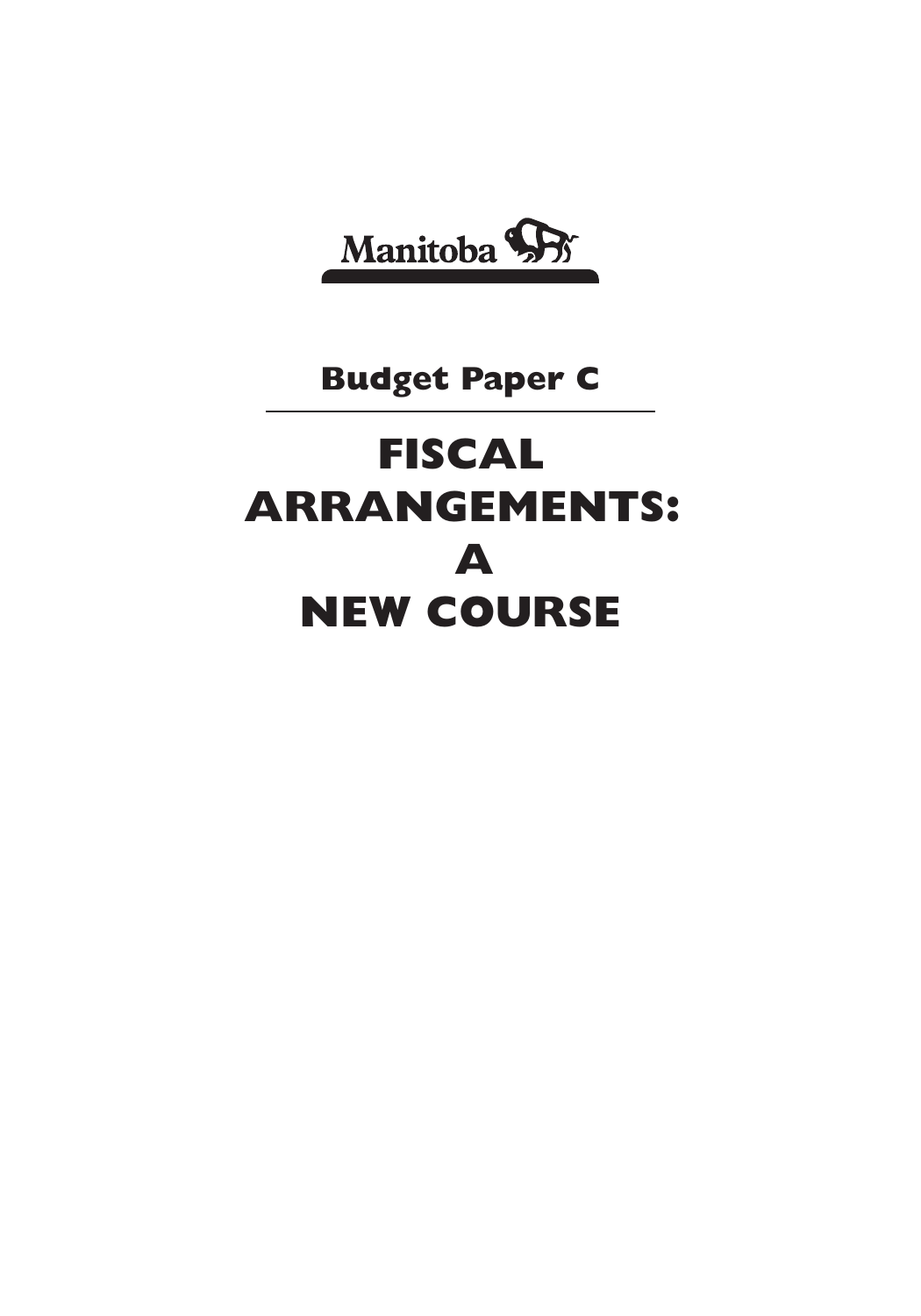Manitoba

**Budget Paper C**

# FISCAL ARRANGEMENTS: A NEW COURSE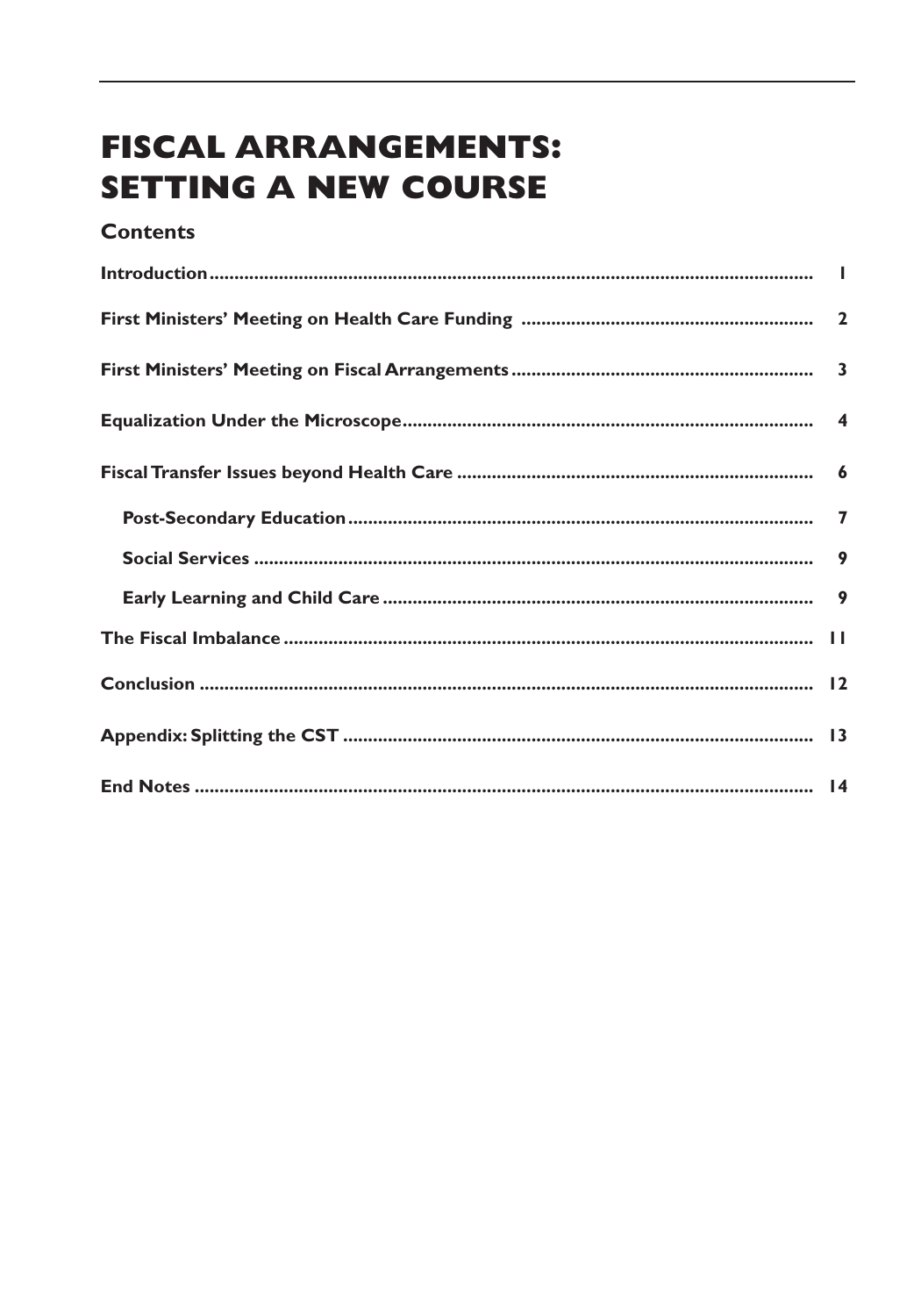# FISCAL ARRANGEMENTS: SETTING A NEW COURSE

## Contents

| | |
|---|---|
| **Introduction** | **1** |
| **First Ministers' Meeting on Health Care Funding** | **2** |
| **First Ministers' Meeting on Fiscal Arrangements** | **3** |
| **Equalization Under the Microscope** | **4** |
| **Fiscal Transfer Issues beyond Health Care** | **6** |
| **Post-Secondary Education** | **7** |
| **Social Services** | **9** |
| **Early Learning and Child Care** | **9** |
| **The Fiscal Imbalance** | **11** |
| **Conclusion** | **12** |
| **Appendix: Splitting the CST** | **13** |
| **End Notes** | **14** |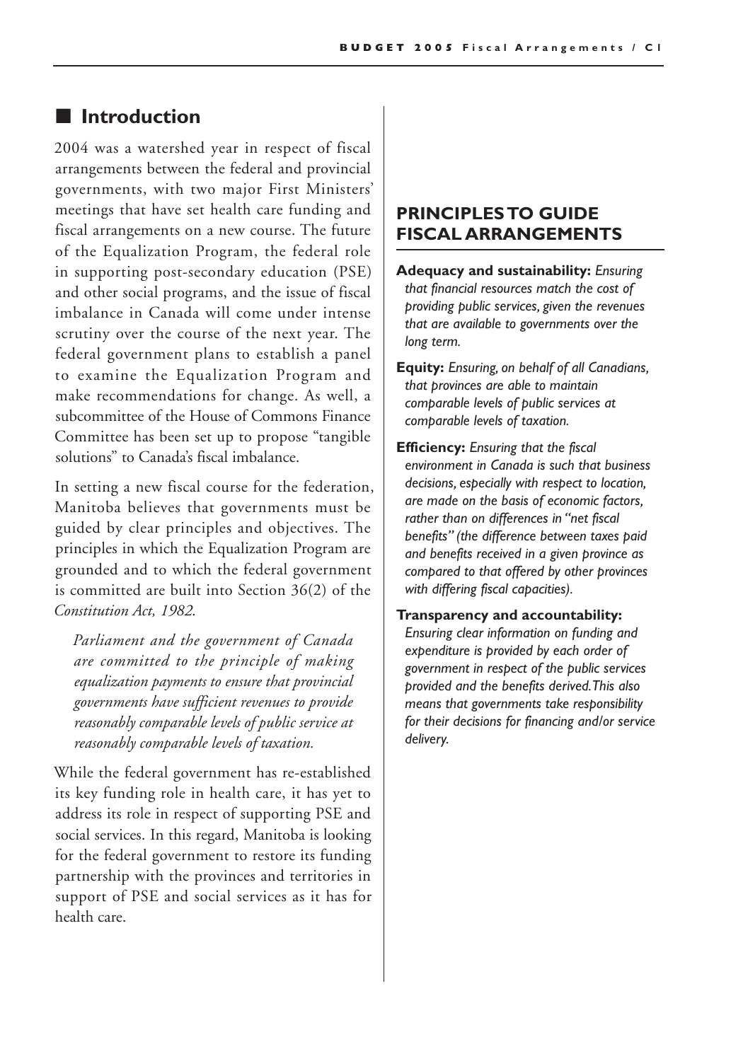## Introduction

2004 was a watershed year in respect of fiscal arrangements between the federal and provincial governments, with two major First Ministers' meetings that have set health care funding and fiscal arrangements on a new course. The future of the Equalization Program, the federal role in supporting post-secondary education (PSE) and other social programs, and the issue of fiscal imbalance in Canada will come under intense scrutiny over the course of the next year. The federal government plans to establish a panel to examine the Equalization Program and make recommendations for change. As well, a subcommittee of the House of Commons Finance Committee has been set up to propose "tangible solutions" to Canada's fiscal imbalance.

In setting a new fiscal course for the federation, Manitoba believes that governments must be guided by clear principles and objectives. The principles in which the Equalization Program are grounded and to which the federal government is committed are built into Section 36(2) of the *Constitution Act, 1982*.

> *Parliament and the government of Canada are committed to the principle of making equalization payments to ensure that provincial governments have sufficient revenues to provide reasonably comparable levels of public service at reasonably comparable levels of taxation.*

While the federal government has re-established its key funding role in health care, it has yet to address its role in respect of supporting PSE and social services. In this regard, Manitoba is looking for the federal government to restore its funding partnership with the provinces and territories in support of PSE and social services as it has for health care.

### PRINCIPLES TO GUIDE FISCAL ARRANGEMENTS

**Adequacy and sustainability:** *Ensuring that financial resources match the cost of providing public services, given the revenues that are available to governments over the long term.*

**Equity:** *Ensuring, on behalf of all Canadians, that provinces are able to maintain comparable levels of public services at comparable levels of taxation.*

**Efficiency:** *Ensuring that the fiscal environment in Canada is such that business decisions, especially with respect to location, are made on the basis of economic factors, rather than on differences in "net fiscal benefits" (the difference between taxes paid and benefits received in a given province as compared to that offered by other provinces with differing fiscal capacities).*

**Transparency and accountability:** *Ensuring clear information on funding and expenditure is provided by each order of government in respect of the public services provided and the benefits derived. This also means that governments take responsibility for their decisions for financing and/or service delivery.*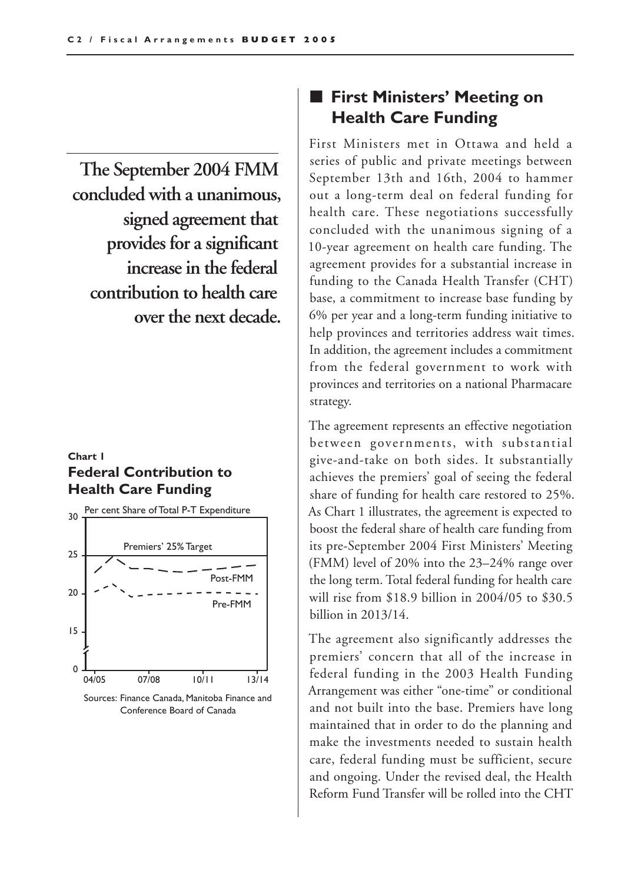**The September 2004 FMM concluded with a unanimous, signed agreement that provides for a significant increase in the federal contribution to health care over the next decade.**

**Chart 1**
**Federal Contribution to Health Care Funding**

Per cent Share of Total P-T Expenditure

30

25

20

15

0

Premiers' 25% Target

Post-FMM

Pre-FMM

04/05 07/08 10/11 13/14

Sources: Finance Canada, Manitoba Finance and Conference Board of Canada

## First Ministers' Meeting on Health Care Funding

First Ministers met in Ottawa and held a series of public and private meetings between September 13th and 16th, 2004 to hammer out a long-term deal on federal funding for health care. These negotiations successfully concluded with the unanimous signing of a 10-year agreement on health care funding. The agreement provides for a substantial increase in funding to the Canada Health Transfer (CHT) base, a commitment to increase base funding by 6% per year and a long-term funding initiative to help provinces and territories address wait times. In addition, the agreement includes a commitment from the federal government to work with provinces and territories on a national Pharmacare strategy.

The agreement represents an effective negotiation between governments, with substantial give-and-take on both sides. It substantially achieves the premiers' goal of seeing the federal share of funding for health care restored to 25%. As Chart 1 illustrates, the agreement is expected to boost the federal share of health care funding from its pre-September 2004 First Ministers' Meeting (FMM) level of 20% into the 23–24% range over the long term. Total federal funding for health care will rise from \$18.9 billion in 2004/05 to \$30.5 billion in 2013/14.

The agreement also significantly addresses the premiers' concern that all of the increase in federal funding in the 2003 Health Funding Arrangement was either "one-time" or conditional and not built into the base. Premiers have long maintained that in order to do the planning and make the investments needed to sustain health care, federal funding must be sufficient, secure and ongoing. Under the revised deal, the Health Reform Fund Transfer will be rolled into the CHT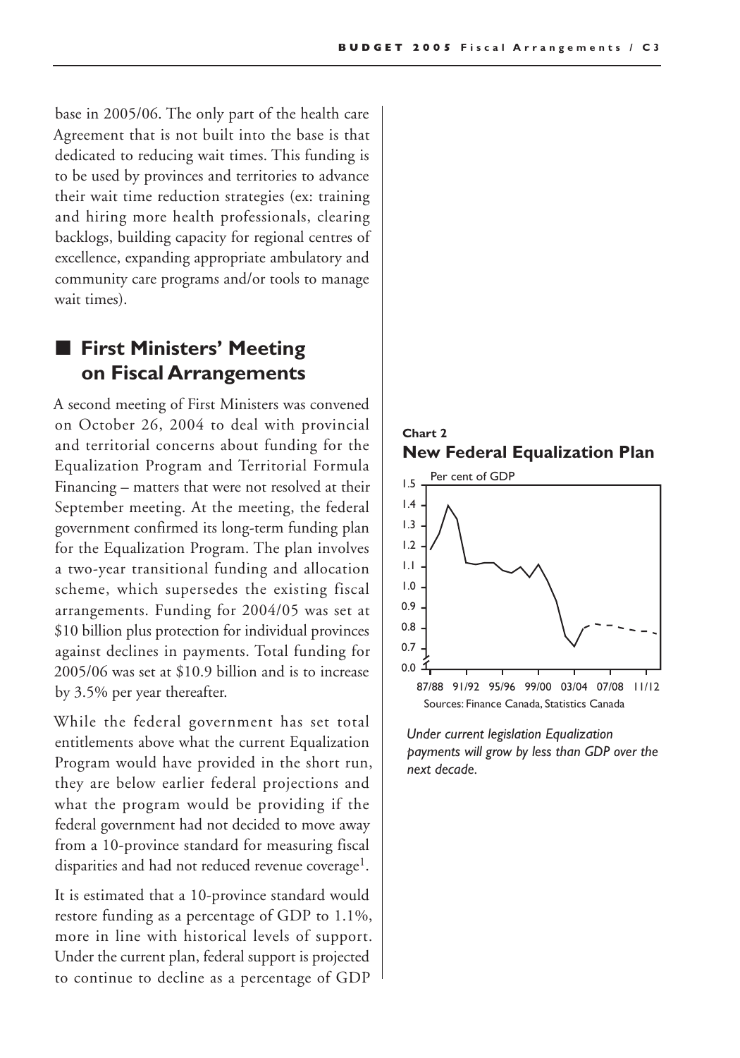base in 2005/06. The only part of the health care Agreement that is not built into the base is that dedicated to reducing wait times. This funding is to be used by provinces and territories to advance their wait time reduction strategies (ex: training and hiring more health professionals, clearing backlogs, building capacity for regional centres of excellence, expanding appropriate ambulatory and community care programs and/or tools to manage wait times).

## First Ministers' Meeting on Fiscal Arrangements

A second meeting of First Ministers was convened on October 26, 2004 to deal with provincial and territorial concerns about funding for the Equalization Program and Territorial Formula Financing – matters that were not resolved at their September meeting. At the meeting, the federal government confirmed its long-term funding plan for the Equalization Program. The plan involves a two-year transitional funding and allocation scheme, which supersedes the existing fiscal arrangements. Funding for 2004/05 was set at $10 billion plus protection for individual provinces against declines in payments. Total funding for 2005/06 was set at $10.9 billion and is to increase by 3.5% per year thereafter.

While the federal government has set total entitlements above what the current Equalization Program would have provided in the short run, they are below earlier federal projections and what the program would be providing if the federal government had not decided to move away from a 10-province standard for measuring fiscal disparities and had not reduced revenue coverage[1].

It is estimated that a 10-province standard would restore funding as a percentage of GDP to 1.1%, more in line with historical levels of support. Under the current plan, federal support is projected to continue to decline as a percentage of GDP

**Chart 2**
**New Federal Equalization Plan**

Per cent of GDP

1.5
1.4
1.3
1.2
1.1
1.0
0.9
0.8
0.7
0.0

87/88 91/92 95/96 99/00 03/04 07/08 11/12

Sources: Finance Canada, Statistics Canada

*Under current legislation Equalization payments will grow by less than GDP over the next decade.*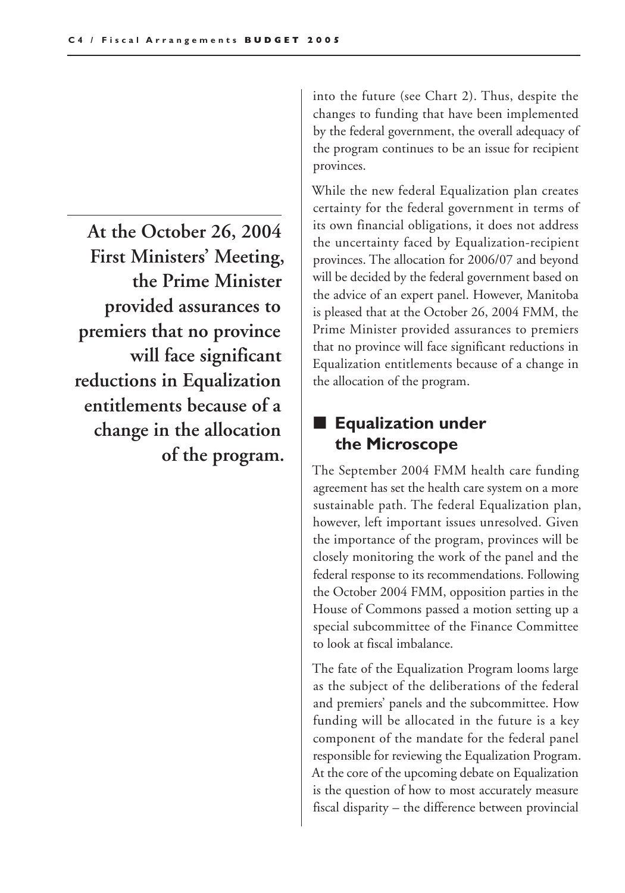**At the October 26, 2004 First Ministers' Meeting, the Prime Minister provided assurances to premiers that no province will face significant reductions in Equalization entitlements because of a change in the allocation of the program.**

into the future (see Chart 2). Thus, despite the changes to funding that have been implemented by the federal government, the overall adequacy of the program continues to be an issue for recipient provinces.

While the new federal Equalization plan creates certainty for the federal government in terms of its own financial obligations, it does not address the uncertainty faced by Equalization-recipient provinces. The allocation for 2006/07 and beyond will be decided by the federal government based on the advice of an expert panel. However, Manitoba is pleased that at the October 26, 2004 FMM, the Prime Minister provided assurances to premiers that no province will face significant reductions in Equalization entitlements because of a change in the allocation of the program.

## Equalization under the Microscope

The September 2004 FMM health care funding agreement has set the health care system on a more sustainable path. The federal Equalization plan, however, left important issues unresolved. Given the importance of the program, provinces will be closely monitoring the work of the panel and the federal response to its recommendations. Following the October 2004 FMM, opposition parties in the House of Commons passed a motion setting up a special subcommittee of the Finance Committee to look at fiscal imbalance.

The fate of the Equalization Program looms large as the subject of the deliberations of the federal and premiers' panels and the subcommittee. How funding will be allocated in the future is a key component of the mandate for the federal panel responsible for reviewing the Equalization Program. At the core of the upcoming debate on Equalization is the question of how to most accurately measure fiscal disparity – the difference between provincial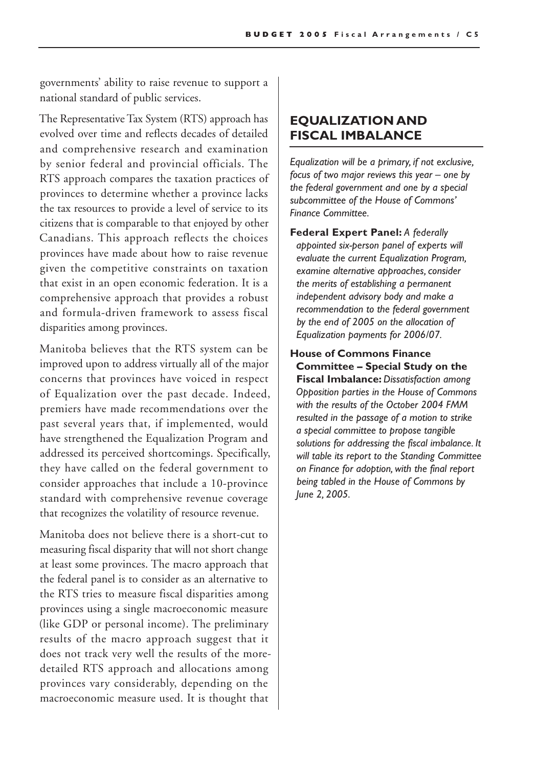governments' ability to raise revenue to support a national standard of public services.

The Representative Tax System (RTS) approach has evolved over time and reflects decades of detailed and comprehensive research and examination by senior federal and provincial officials. The RTS approach compares the taxation practices of provinces to determine whether a province lacks the tax resources to provide a level of service to its citizens that is comparable to that enjoyed by other Canadians. This approach reflects the choices provinces have made about how to raise revenue given the competitive constraints on taxation that exist in an open economic federation. It is a comprehensive approach that provides a robust and formula-driven framework to assess fiscal disparities among provinces.

Manitoba believes that the RTS system can be improved upon to address virtually all of the major concerns that provinces have voiced in respect of Equalization over the past decade. Indeed, premiers have made recommendations over the past several years that, if implemented, would have strengthened the Equalization Program and addressed its perceived shortcomings. Specifically, they have called on the federal government to consider approaches that include a 10-province standard with comprehensive revenue coverage that recognizes the volatility of resource revenue.

Manitoba does not believe there is a short-cut to measuring fiscal disparity that will not short change at least some provinces. The macro approach that the federal panel is to consider as an alternative to the RTS tries to measure fiscal disparities among provinces using a single macroeconomic measure (like GDP or personal income). The preliminary results of the macro approach suggest that it does not track very well the results of the more-detailed RTS approach and allocations among provinces vary considerably, depending on the macroeconomic measure used. It is thought that

## EQUALIZATION AND FISCAL IMBALANCE

*Equalization will be a primary, if not exclusive, focus of two major reviews this year – one by the federal government and one by a special subcommittee of the House of Commons' Finance Committee.*

**Federal Expert Panel:** *A federally appointed six-person panel of experts will evaluate the current Equalization Program, examine alternative approaches, consider the merits of establishing a permanent independent advisory body and make a recommendation to the federal government by the end of 2005 on the allocation of Equalization payments for 2006/07.*

**House of Commons Finance Committee – Special Study on the Fiscal Imbalance:** *Dissatisfaction among Opposition parties in the House of Commons with the results of the October 2004 FMM resulted in the passage of a motion to strike a special committee to propose tangible solutions for addressing the fiscal imbalance. It will table its report to the Standing Committee on Finance for adoption, with the final report being tabled in the House of Commons by June 2, 2005.*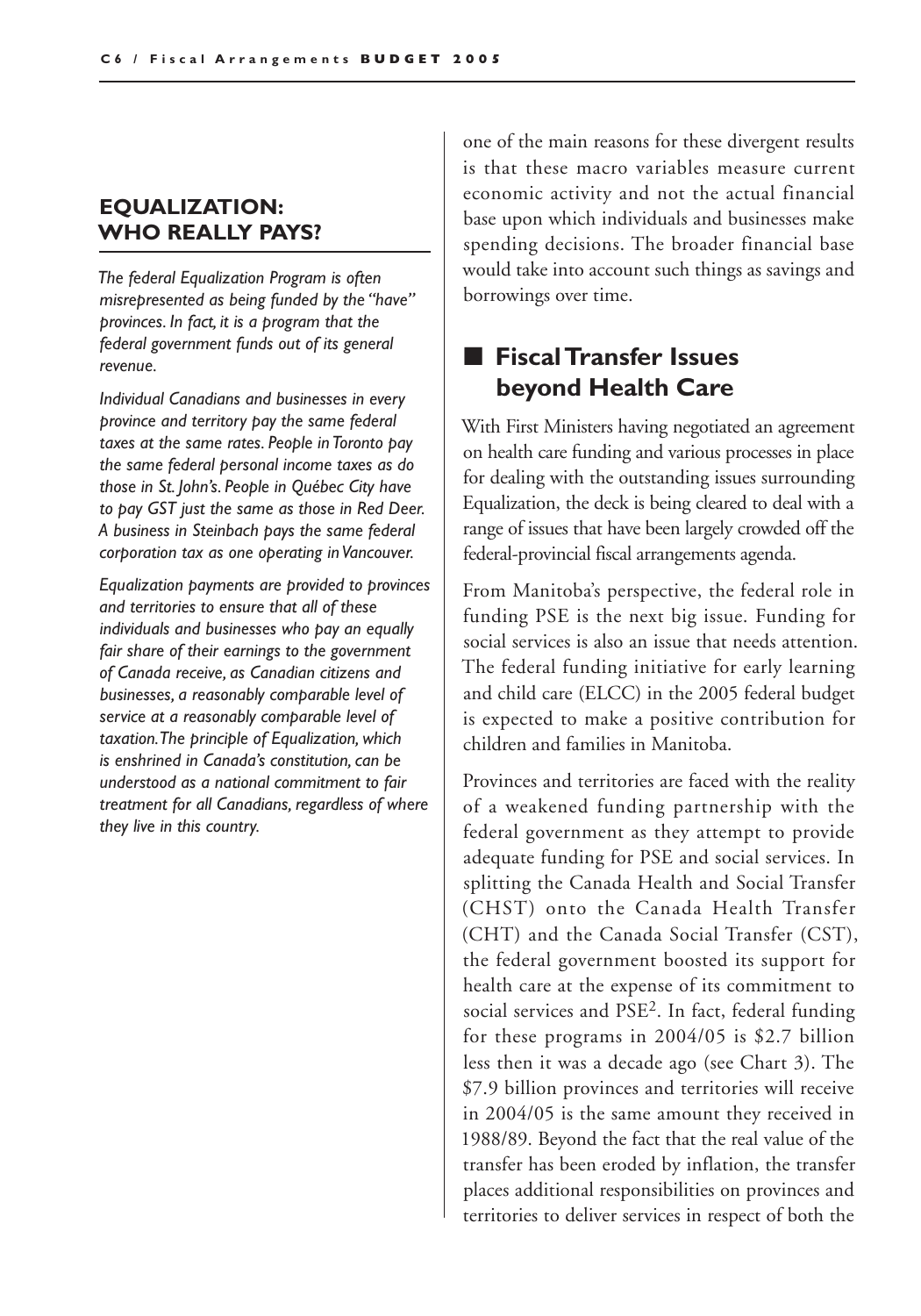## EQUALIZATION: WHO REALLY PAYS?

*The federal Equalization Program is often misrepresented as being funded by the "have" provinces. In fact, it is a program that the federal government funds out of its general revenue.*

*Individual Canadians and businesses in every province and territory pay the same federal taxes at the same rates. People in Toronto pay the same federal personal income taxes as do those in St. John's. People in Québec City have to pay GST just the same as those in Red Deer. A business in Steinbach pays the same federal corporation tax as one operating in Vancouver.*

*Equalization payments are provided to provinces and territories to ensure that all of these individuals and businesses who pay an equally fair share of their earnings to the government of Canada receive, as Canadian citizens and businesses, a reasonably comparable level of service at a reasonably comparable level of taxation. The principle of Equalization, which is enshrined in Canada's constitution, can be understood as a national commitment to fair treatment for all Canadians, regardless of where they live in this country.*

one of the main reasons for these divergent results is that these macro variables measure current economic activity and not the actual financial base upon which individuals and businesses make spending decisions. The broader financial base would take into account such things as savings and borrowings over time.

## Fiscal Transfer Issues beyond Health Care

With First Ministers having negotiated an agreement on health care funding and various processes in place for dealing with the outstanding issues surrounding Equalization, the deck is being cleared to deal with a range of issues that have been largely crowded off the federal-provincial fiscal arrangements agenda.

From Manitoba's perspective, the federal role in funding PSE is the next big issue. Funding for social services is also an issue that needs attention. The federal funding initiative for early learning and child care (ELCC) in the 2005 federal budget is expected to make a positive contribution for children and families in Manitoba.

Provinces and territories are faced with the reality of a weakened funding partnership with the federal government as they attempt to provide adequate funding for PSE and social services. In splitting the Canada Health and Social Transfer (CHST) onto the Canada Health Transfer (CHT) and the Canada Social Transfer (CST), the federal government boosted its support for health care at the expense of its commitment to social services and PSE[2]. In fact, federal funding for these programs in 2004/05 is \$2.7 billion less then it was a decade ago (see Chart 3). The \$7.9 billion provinces and territories will receive in 2004/05 is the same amount they received in 1988/89. Beyond the fact that the real value of the transfer has been eroded by inflation, the transfer places additional responsibilities on provinces and territories to deliver services in respect of both the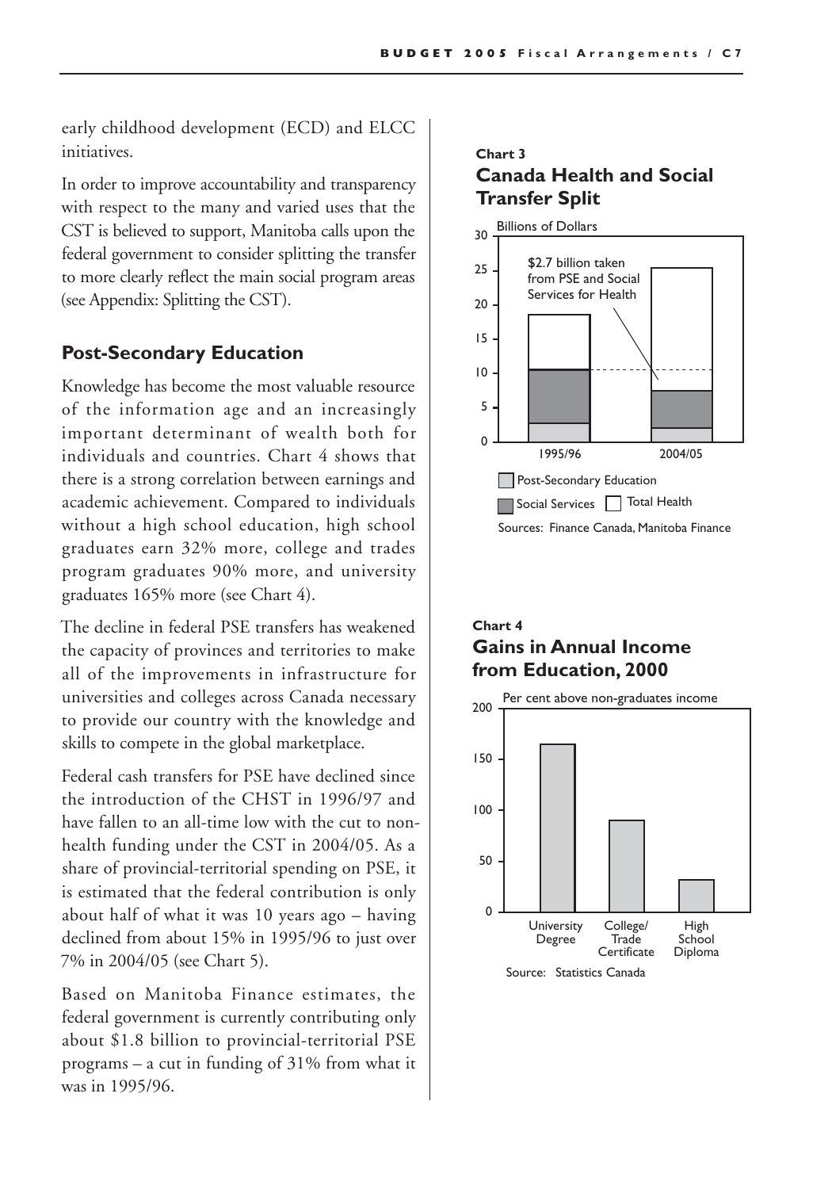early childhood development (ECD) and ELCC initiatives.

In order to improve accountability and transparency with respect to the many and varied uses that the CST is believed to support, Manitoba calls upon the federal government to consider splitting the transfer to more clearly reflect the main social program areas (see Appendix: Splitting the CST).

## Post-Secondary Education

Knowledge has become the most valuable resource of the information age and an increasingly important determinant of wealth both for individuals and countries. Chart 4 shows that there is a strong correlation between earnings and academic achievement. Compared to individuals without a high school education, high school graduates earn 32% more, college and trades program graduates 90% more, and university graduates 165% more (see Chart 4).

The decline in federal PSE transfers has weakened the capacity of provinces and territories to make all of the improvements in infrastructure for universities and colleges across Canada necessary to provide our country with the knowledge and skills to compete in the global marketplace.

Federal cash transfers for PSE have declined since the introduction of the CHST in 1996/97 and have fallen to an all-time low with the cut to non-health funding under the CST in 2004/05. As a share of provincial-territorial spending on PSE, it is estimated that the federal contribution is only about half of what it was 10 years ago – having declined from about 15% in 1995/96 to just over 7% in 2004/05 (see Chart 5).

Based on Manitoba Finance estimates, the federal government is currently contributing only about $1.8 billion to provincial-territorial PSE programs – a cut in funding of 31% from what it was in 1995/96.

**Chart 3**

### Canada Health and Social Transfer Split

Billions of Dollars

30
25
20
15
10
5
0

$2.7 billion taken from PSE and Social Services for Health

1995/96
2004/05

Post-Secondary Education
Social Services
Total Health

Sources: Finance Canada, Manitoba Finance

**Chart 4**

### Gains in Annual Income from Education, 2000

Per cent above non-graduates income

200
150
100
50
0

University Degree
College/ Trade Certificate
High School Diploma

Source: Statistics Canada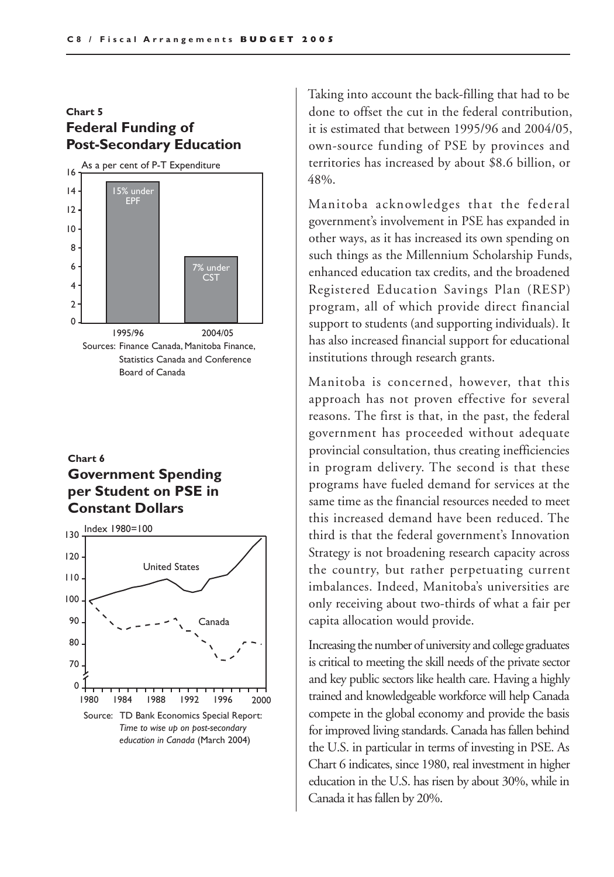### Chart 5

## Federal Funding of Post-Secondary Education

As a per cent of P-T Expenditure

16
14
12
10
8
6
4
2
0

15% under EPF

7% under CST

1995/96
2004/05

Sources: Finance Canada, Manitoba Finance, Statistics Canada and Conference Board of Canada

### Chart 6

## Government Spending per Student on PSE in Constant Dollars

Index 1980=100

130
120
110
100
90
80
70
0

United States

Canada

1980
1984
1988
1992
1996
2000

Source: TD Bank Economics Special Report: *Time to wise up on post-secondary education in Canada* (March 2004)

Taking into account the back-filling that had to be done to offset the cut in the federal contribution, it is estimated that between 1995/96 and 2004/05, own-source funding of PSE by provinces and territories has increased by about $8.6 billion, or 48%.

Manitoba acknowledges that the federal government's involvement in PSE has expanded in other ways, as it has increased its own spending on such things as the Millennium Scholarship Funds, enhanced education tax credits, and the broadened Registered Education Savings Plan (RESP) program, all of which provide direct financial support to students (and supporting individuals). It has also increased financial support for educational institutions through research grants.

Manitoba is concerned, however, that this approach has not proven effective for several reasons. The first is that, in the past, the federal government has proceeded without adequate provincial consultation, thus creating inefficiencies in program delivery. The second is that these programs have fueled demand for services at the same time as the financial resources needed to meet this increased demand have been reduced. The third is that the federal government's Innovation Strategy is not broadening research capacity across the country, but rather perpetuating current imbalances. Indeed, Manitoba's universities are only receiving about two-thirds of what a fair per capita allocation would provide.

Increasing the number of university and college graduates is critical to meeting the skill needs of the private sector and key public sectors like health care. Having a highly trained and knowledgeable workforce will help Canada compete in the global economy and provide the basis for improved living standards. Canada has fallen behind the U.S. in particular in terms of investing in PSE. As Chart 6 indicates, since 1980, real investment in higher education in the U.S. has risen by about 30%, while in Canada it has fallen by 20%.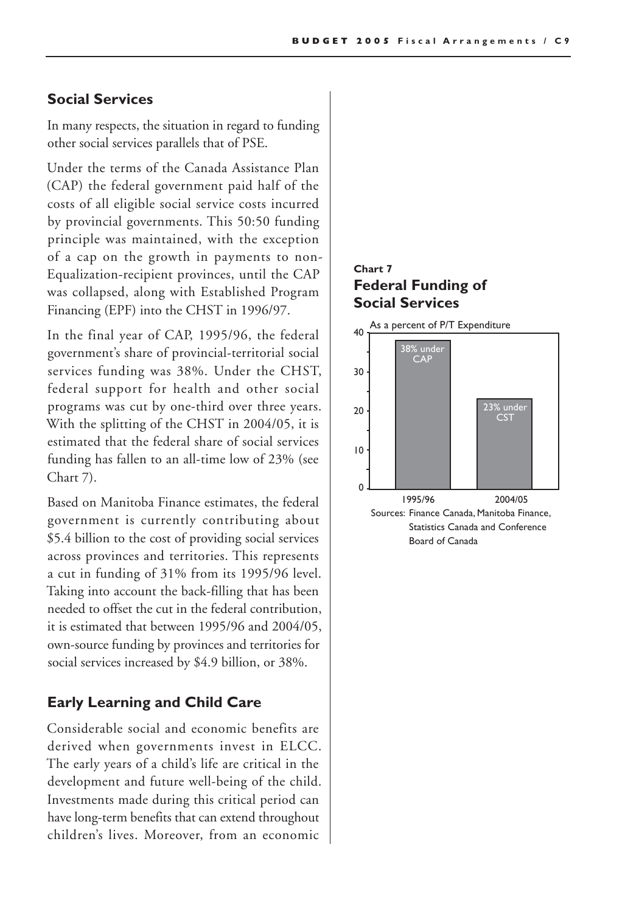## Social Services

In many respects, the situation in regard to funding other social services parallels that of PSE.

Under the terms of the Canada Assistance Plan (CAP) the federal government paid half of the costs of all eligible social service costs incurred by provincial governments. This 50:50 funding principle was maintained, with the exception of a cap on the growth in payments to non-Equalization-recipient provinces, until the CAP was collapsed, along with Established Program Financing (EPF) into the CHST in 1996/97.

In the final year of CAP, 1995/96, the federal government's share of provincial-territorial social services funding was 38%. Under the CHST, federal support for health and other social programs was cut by one-third over three years. With the splitting of the CHST in 2004/05, it is estimated that the federal share of social services funding has fallen to an all-time low of 23% (see Chart 7).

Based on Manitoba Finance estimates, the federal government is currently contributing about $5.4 billion to the cost of providing social services across provinces and territories. This represents a cut in funding of 31% from its 1995/96 level. Taking into account the back-filling that has been needed to offset the cut in the federal contribution, it is estimated that between 1995/96 and 2004/05, own-source funding by provinces and territories for social services increased by $4.9 billion, or 38%.

**Chart 7**
**Federal Funding of Social Services**

As a percent of P/T Expenditure

40
30
20
10
0

38% under CAP
23% under CST

1995/96
2004/05

Sources: Finance Canada, Manitoba Finance, Statistics Canada and Conference Board of Canada

## Early Learning and Child Care

Considerable social and economic benefits are derived when governments invest in ELCC. The early years of a child's life are critical in the development and future well-being of the child. Investments made during this critical period can have long-term benefits that can extend throughout children's lives. Moreover, from an economic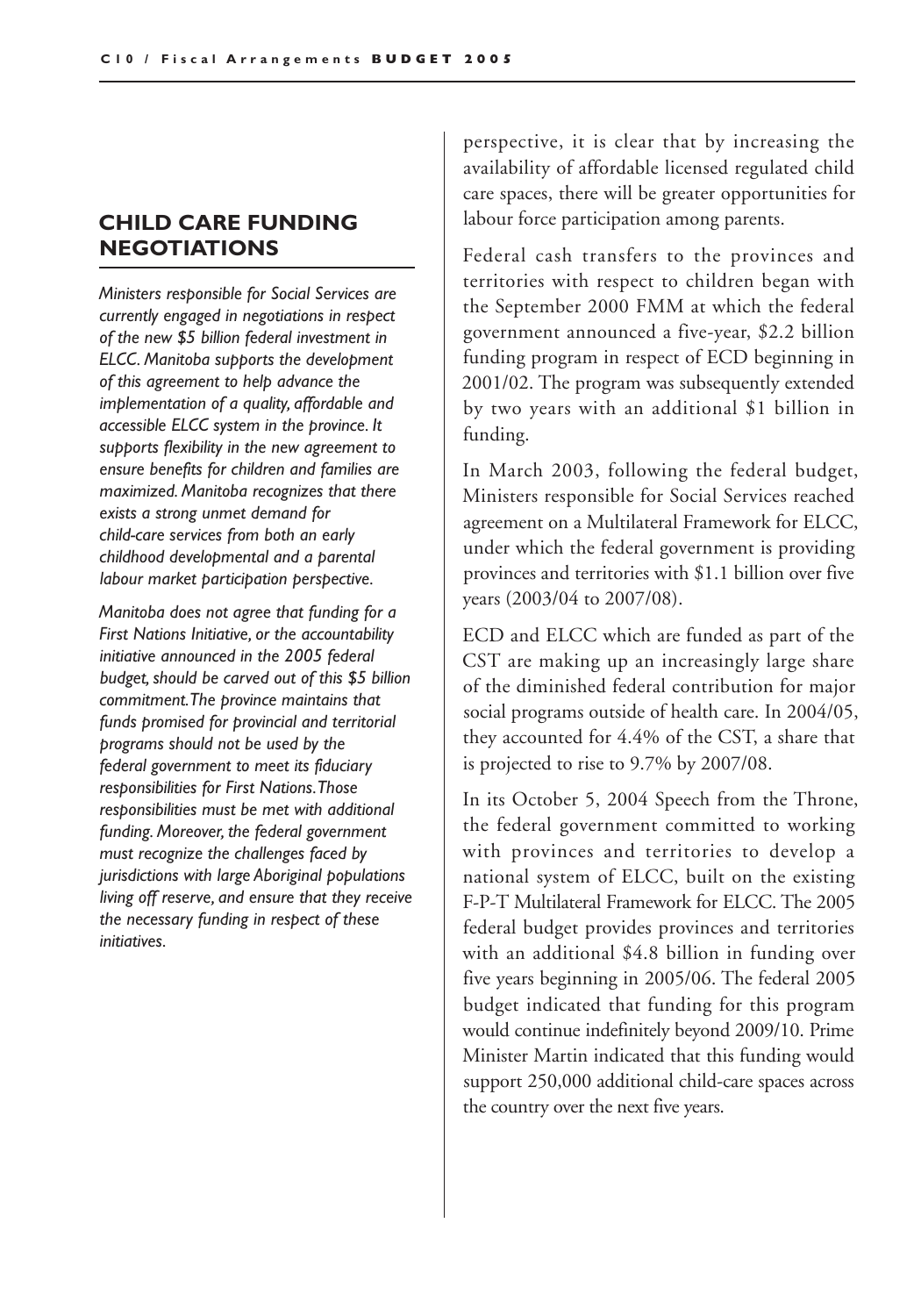## CHILD CARE FUNDING NEGOTIATIONS

*Ministers responsible for Social Services are currently engaged in negotiations in respect of the new $5 billion federal investment in ELCC. Manitoba supports the development of this agreement to help advance the implementation of a quality, affordable and accessible ELCC system in the province. It supports flexibility in the new agreement to ensure benefits for children and families are maximized. Manitoba recognizes that there exists a strong unmet demand for child-care services from both an early childhood developmental and a parental labour market participation perspective.*

*Manitoba does not agree that funding for a First Nations Initiative, or the accountability initiative announced in the 2005 federal budget, should be carved out of this $5 billion commitment. The province maintains that funds promised for provincial and territorial programs should not be used by the federal government to meet its fiduciary responsibilities for First Nations. Those responsibilities must be met with additional funding. Moreover, the federal government must recognize the challenges faced by jurisdictions with large Aboriginal populations living off reserve, and ensure that they receive the necessary funding in respect of these initiatives.*

perspective, it is clear that by increasing the availability of affordable licensed regulated child care spaces, there will be greater opportunities for labour force participation among parents.

Federal cash transfers to the provinces and territories with respect to children began with the September 2000 FMM at which the federal government announced a five-year, $2.2 billion funding program in respect of ECD beginning in 2001/02. The program was subsequently extended by two years with an additional $1 billion in funding.

In March 2003, following the federal budget, Ministers responsible for Social Services reached agreement on a Multilateral Framework for ELCC, under which the federal government is providing provinces and territories with $1.1 billion over five years (2003/04 to 2007/08).

ECD and ELCC which are funded as part of the CST are making up an increasingly large share of the diminished federal contribution for major social programs outside of health care. In 2004/05, they accounted for 4.4% of the CST, a share that is projected to rise to 9.7% by 2007/08.

In its October 5, 2004 Speech from the Throne, the federal government committed to working with provinces and territories to develop a national system of ELCC, built on the existing F-P-T Multilateral Framework for ELCC. The 2005 federal budget provides provinces and territories with an additional $4.8 billion in funding over five years beginning in 2005/06. The federal 2005 budget indicated that funding for this program would continue indefinitely beyond 2009/10. Prime Minister Martin indicated that this funding would support 250,000 additional child-care spaces across the country over the next five years.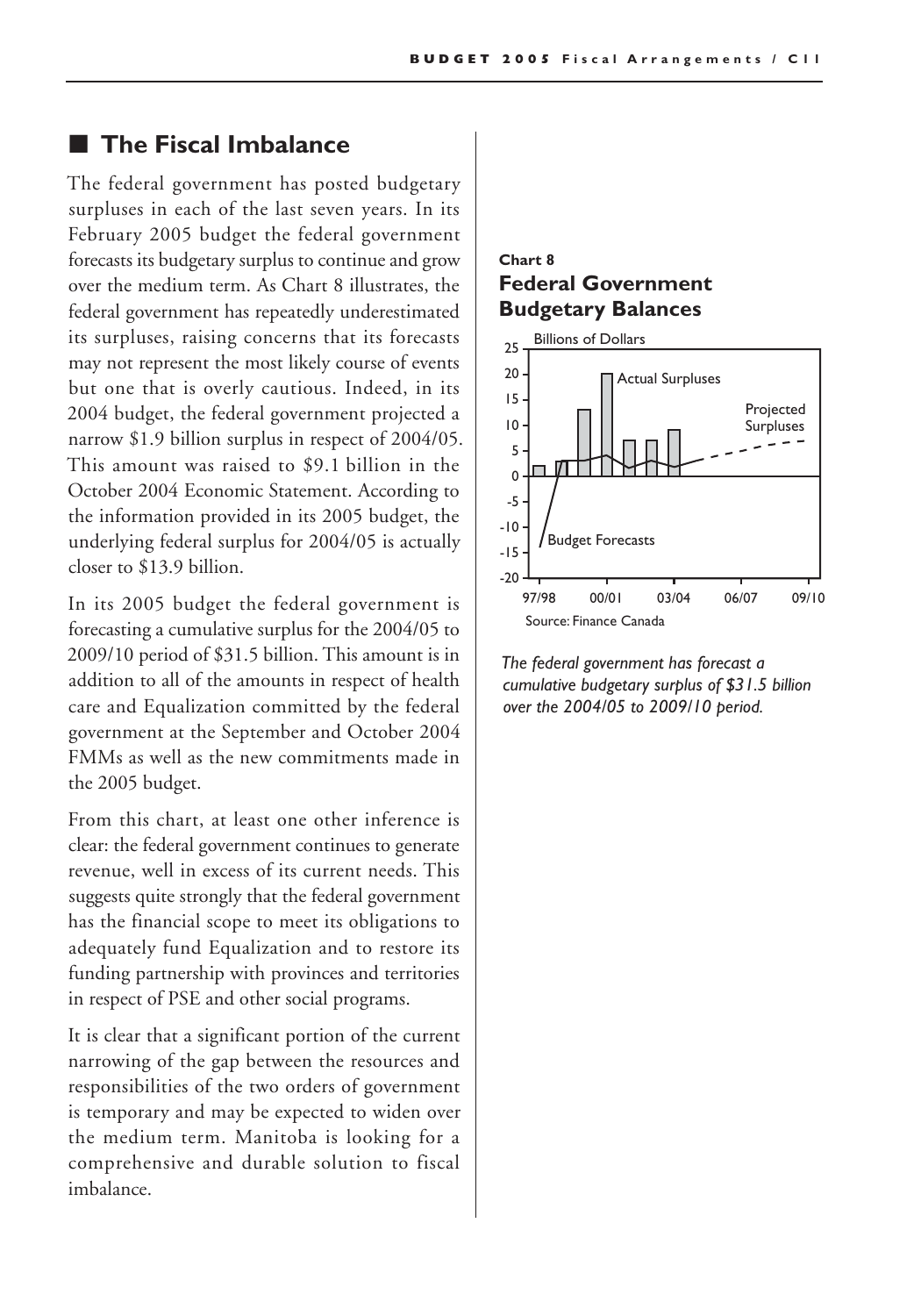## The Fiscal Imbalance

The federal government has posted budgetary surpluses in each of the last seven years. In its February 2005 budget the federal government forecasts its budgetary surplus to continue and grow over the medium term. As Chart 8 illustrates, the federal government has repeatedly underestimated its surpluses, raising concerns that its forecasts may not represent the most likely course of events but one that is overly cautious. Indeed, in its 2004 budget, the federal government projected a narrow \$1.9 billion surplus in respect of 2004/05. This amount was raised to \$9.1 billion in the October 2004 Economic Statement. According to the information provided in its 2005 budget, the underlying federal surplus for 2004/05 is actually closer to \$13.9 billion.

In its 2005 budget the federal government is forecasting a cumulative surplus for the 2004/05 to 2009/10 period of \$31.5 billion. This amount is in addition to all of the amounts in respect of health care and Equalization committed by the federal government at the September and October 2004 FMMs as well as the new commitments made in the 2005 budget.

From this chart, at least one other inference is clear: the federal government continues to generate revenue, well in excess of its current needs. This suggests quite strongly that the federal government has the financial scope to meet its obligations to adequately fund Equalization and to restore its funding partnership with provinces and territories in respect of PSE and other social programs.

It is clear that a significant portion of the current narrowing of the gap between the resources and responsibilities of the two orders of government is temporary and may be expected to widen over the medium term. Manitoba is looking for a comprehensive and durable solution to fiscal imbalance.

**Chart 8**
**Federal Government Budgetary Balances**

Billions of Dollars
25
20
15
10
5
0
-5
-10
-15
-20
Actual Surpluses
Projected Surpluses
Budget Forecasts
97/98
00/01
03/04
06/07
09/10
Source: Finance Canada

*The federal government has forecast a cumulative budgetary surplus of \$31.5 billion over the 2004/05 to 2009/10 period.*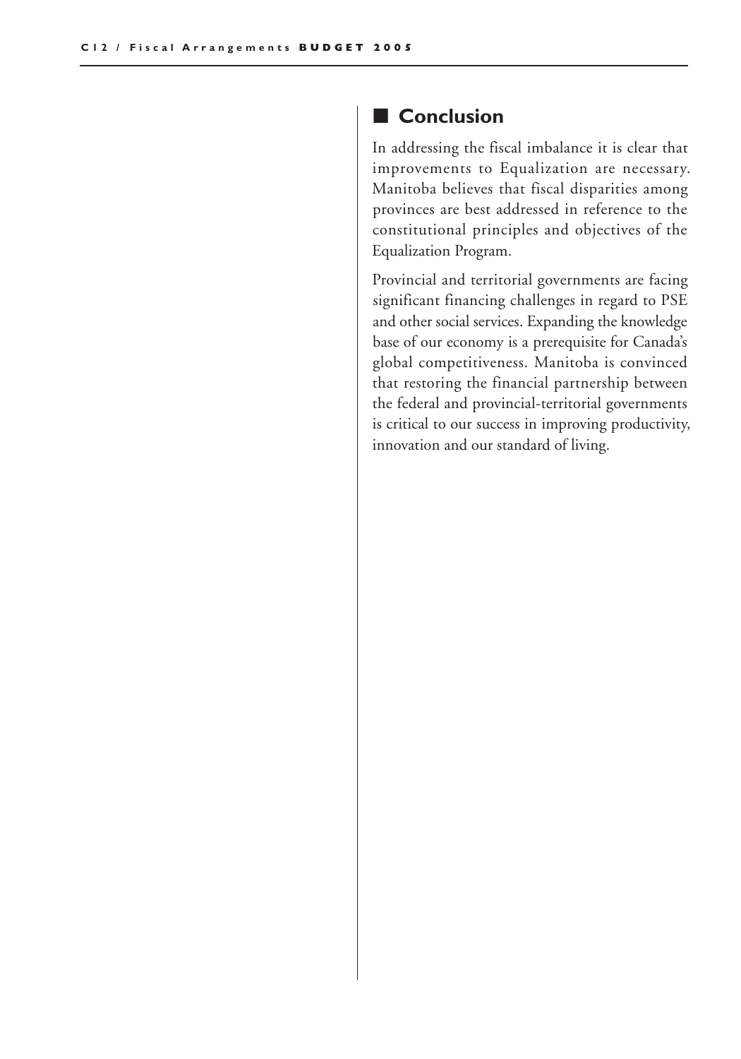## Conclusion

In addressing the fiscal imbalance it is clear that improvements to Equalization are necessary. Manitoba believes that fiscal disparities among provinces are best addressed in reference to the constitutional principles and objectives of the Equalization Program.

Provincial and territorial governments are facing significant financing challenges in regard to PSE and other social services. Expanding the knowledge base of our economy is a prerequisite for Canada's global competitiveness. Manitoba is convinced that restoring the financial partnership between the federal and provincial-territorial governments is critical to our success in improving productivity, innovation and our standard of living.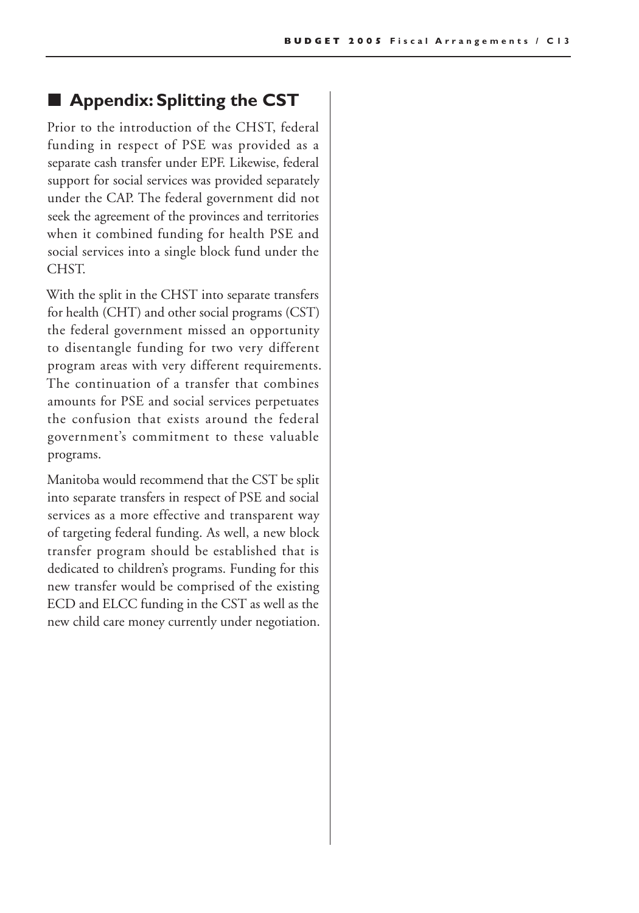## ■ Appendix: Splitting the CST

Prior to the introduction of the CHST, federal funding in respect of PSE was provided as a separate cash transfer under EPF. Likewise, federal support for social services was provided separately under the CAP. The federal government did not seek the agreement of the provinces and territories when it combined funding for health PSE and social services into a single block fund under the CHST.

With the split in the CHST into separate transfers for health (CHT) and other social programs (CST) the federal government missed an opportunity to disentangle funding for two very different program areas with very different requirements. The continuation of a transfer that combines amounts for PSE and social services perpetuates the confusion that exists around the federal government's commitment to these valuable programs.

Manitoba would recommend that the CST be split into separate transfers in respect of PSE and social services as a more effective and transparent way of targeting federal funding. As well, a new block transfer program should be established that is dedicated to children's programs. Funding for this new transfer would be comprised of the existing ECD and ELCC funding in the CST as well as the new child care money currently under negotiation.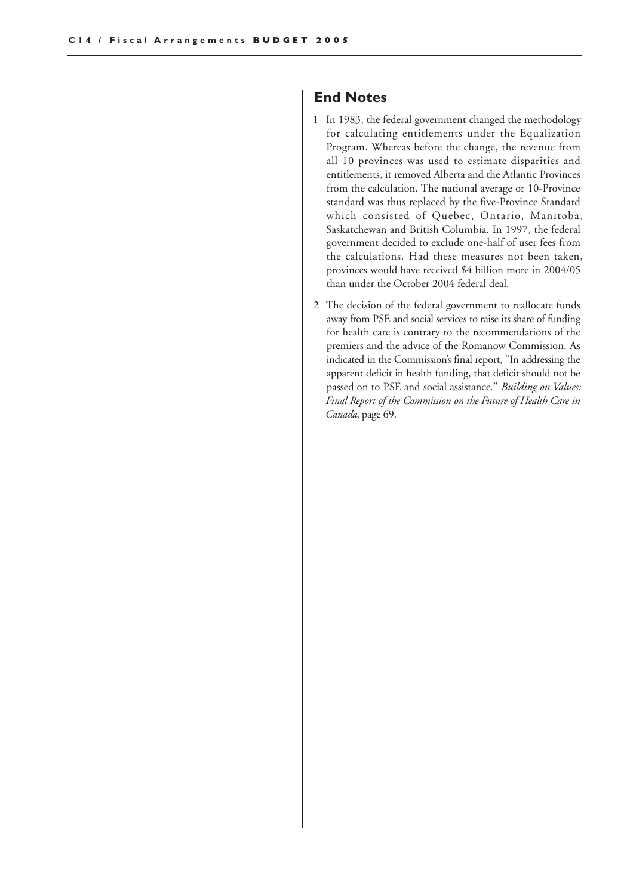## End Notes

1 In 1983, the federal government changed the methodology for calculating entitlements under the Equalization Program. Whereas before the change, the revenue from all 10 provinces was used to estimate disparities and entitlements, it removed Alberta and the Atlantic Provinces from the calculation. The national average or 10-Province standard was thus replaced by the five-Province Standard which consisted of Quebec, Ontario, Manitoba, Saskatchewan and British Columbia. In 1997, the federal government decided to exclude one-half of user fees from the calculations. Had these measures not been taken, provinces would have received $4 billion more in 2004/05 than under the October 2004 federal deal.

2 The decision of the federal government to reallocate funds away from PSE and social services to raise its share of funding for health care is contrary to the recommendations of the premiers and the advice of the Romanow Commission. As indicated in the Commission's final report, "In addressing the apparent deficit in health funding, that deficit should not be passed on to PSE and social assistance." *Building on Values: Final Report of the Commission on the Future of Health Care in Canada*, page 69.